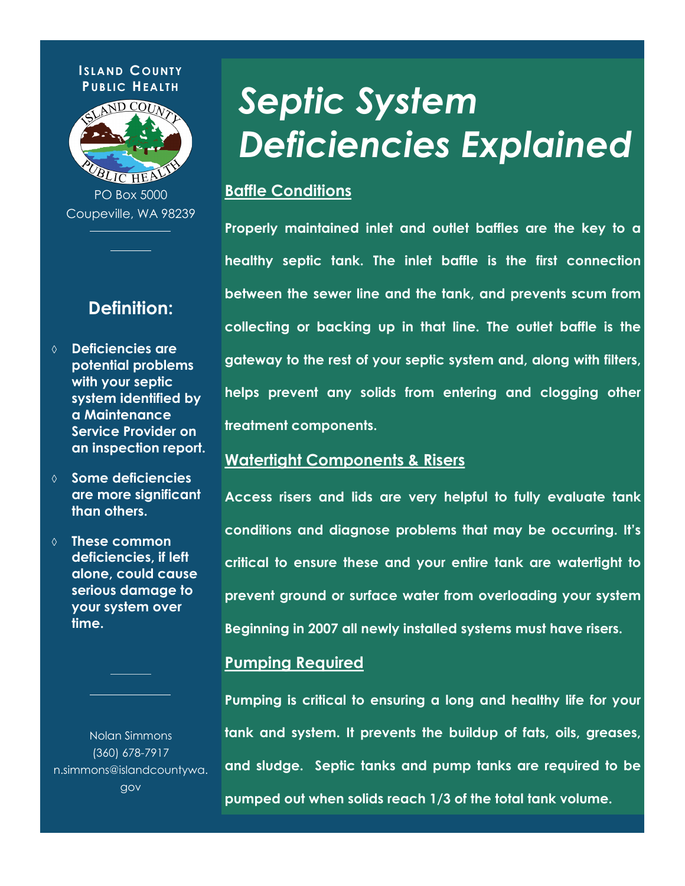**Island County Public Health**

PO Box 5000
Coupeville, WA 98239

## Definition:

- **Deficiencies are potential problems with your septic system identified by a Maintenance Service Provider on an inspection report.**
- **Some deficiencies are more significant than others.**
- **These common deficiencies, if left alone, could cause serious damage to your system over time.**

Nolan Simmons
(360) 678-7917
n.simmons@islandcountywa.gov

# *Septic System Deficiencies Explained*

## Baffle Conditions

**Properly maintained inlet and outlet baffles are the key to a healthy septic tank. The inlet baffle is the first connection between the sewer line and the tank, and prevents scum from collecting or backing up in that line. The outlet baffle is the gateway to the rest of your septic system and, along with filters, helps prevent any solids from entering and clogging other treatment components.**

## Watertight Components & Risers

**Access risers and lids are very helpful to fully evaluate tank conditions and diagnose problems that may be occurring. It's critical to ensure these and your entire tank are watertight to prevent ground or surface water from overloading your system Beginning in 2007 all newly installed systems must have risers.**

## Pumping Required

**Pumping is critical to ensuring a long and healthy life for your tank and system. It prevents the buildup of fats, oils, greases, and sludge. Septic tanks and pump tanks are required to be pumped out when solids reach 1/3 of the total tank volume.**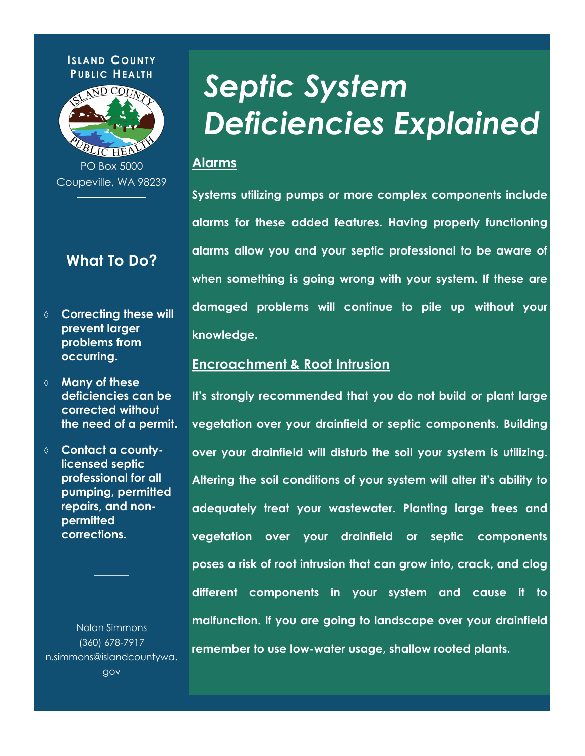ISLAND COUNTY PUBLIC HEALTH

PO Box 5000
Coupeville, WA 98239

## What To Do?

- **Correcting these will prevent larger problems from occurring.**
- **Many of these deficiencies can be corrected without the need of a permit.**
- **Contact a county-licensed septic professional for all pumping, permitted repairs, and non-permitted corrections.**

Nolan Simmons
(360) 678-7917
n.simmons@islandcountywa.gov

# *Septic System Deficiencies Explained*

## Alarms

**Systems utilizing pumps or more complex components include alarms for these added features. Having properly functioning alarms allow you and your septic professional to be aware of when something is going wrong with your system. If these are damaged problems will continue to pile up without your knowledge.**

## Encroachment & Root Intrusion

**It's strongly recommended that you do not build or plant large vegetation over your drainfield or septic components. Building over your drainfield will disturb the soil your system is utilizing. Altering the soil conditions of your system will alter it's ability to adequately treat your wastewater. Planting large trees and vegetation over your drainfield or septic components poses a risk of root intrusion that can grow into, crack, and clog different components in your system and cause it to malfunction. If you are going to landscape over your drainfield remember to use low-water usage, shallow rooted plants.**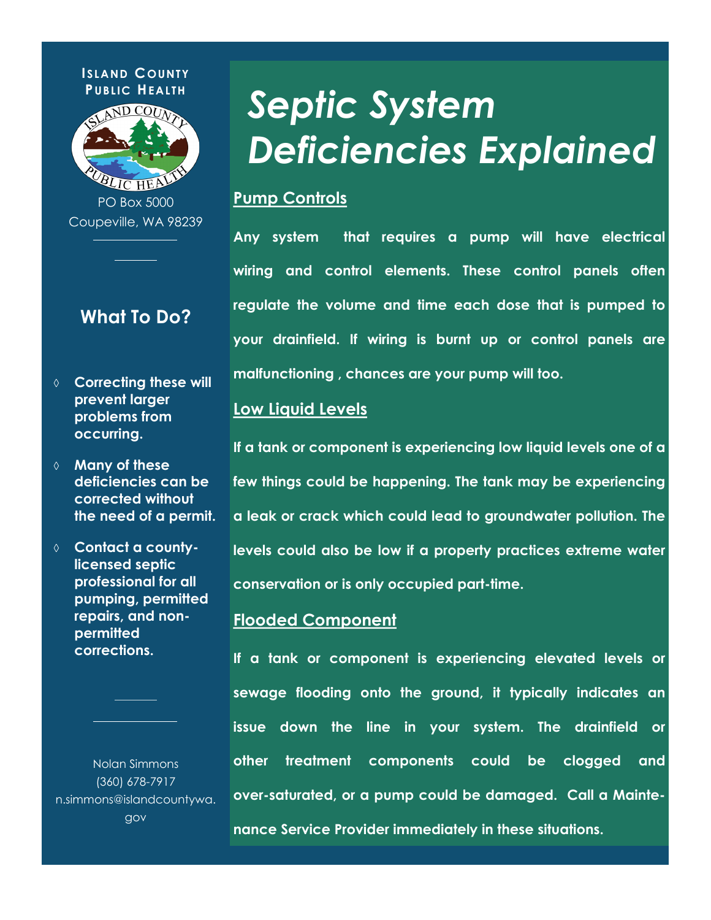**Island County Public Health**

PO Box 5000
Coupeville, WA 98239

## What To Do?

- **Correcting these will prevent larger problems from occurring.**
- **Many of these deficiencies can be corrected without the need of a permit.**
- **Contact a county-licensed septic professional for all pumping, permitted repairs, and non-permitted corrections.**

Nolan Simmons
(360) 678-7917
n.simmons@islandcountywa.gov

# *Septic System Deficiencies Explained*

## Pump Controls

**Any system that requires a pump will have electrical wiring and control elements. These control panels often regulate the volume and time each dose that is pumped to your drainfield. If wiring is burnt up or control panels are malfunctioning , chances are your pump will too.**

## Low Liquid Levels

**If a tank or component is experiencing low liquid levels one of a few things could be happening. The tank may be experiencing a leak or crack which could lead to groundwater pollution. The levels could also be low if a property practices extreme water conservation or is only occupied part-time.**

## Flooded Component

**If a tank or component is experiencing elevated levels or sewage flooding onto the ground, it typically indicates an issue down the line in your system. The drainfield or other treatment components could be clogged and over-saturated, or a pump could be damaged. Call a Maintenance Service Provider immediately in these situations.**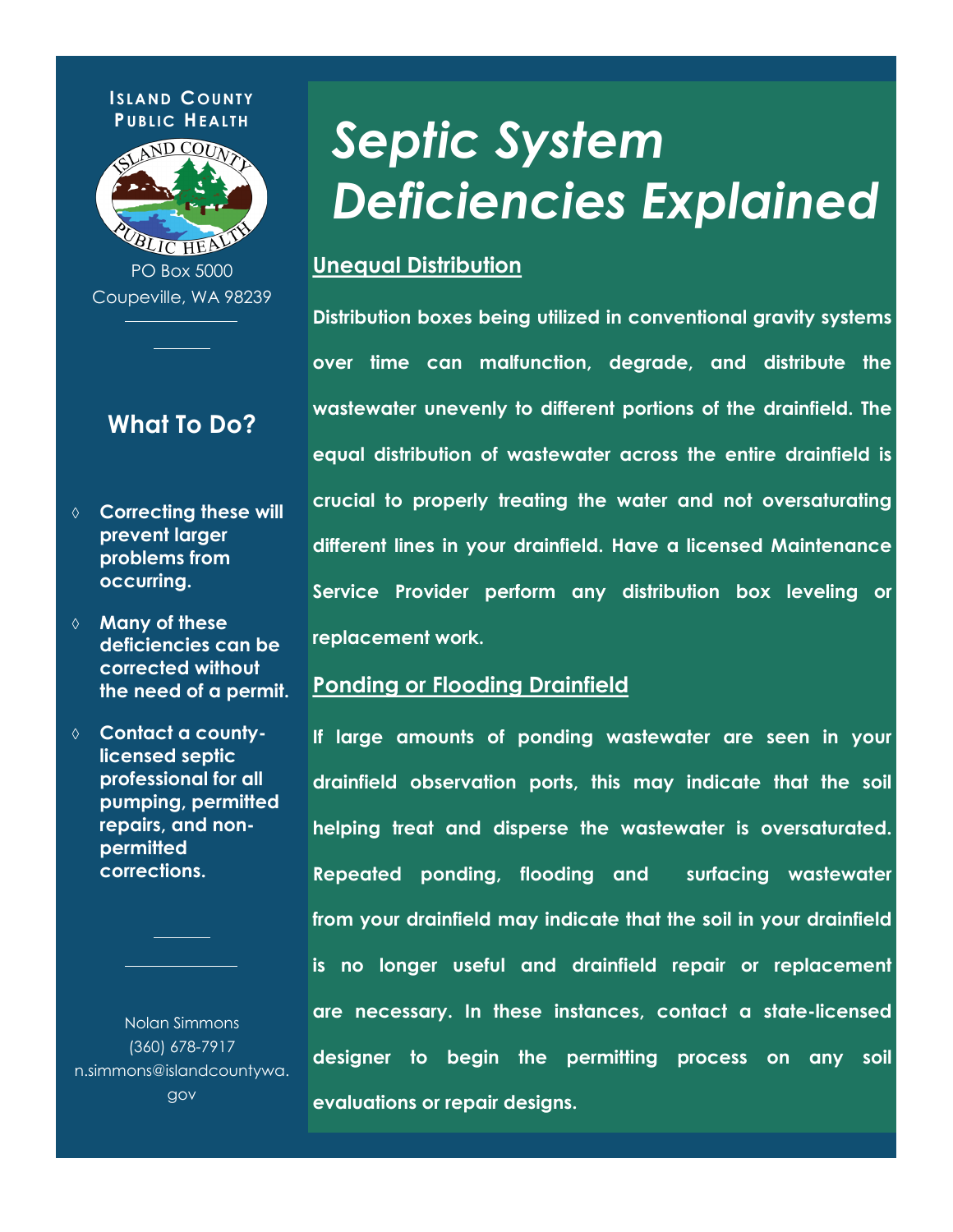**Island County Public Health**

PO Box 5000
Coupeville, WA 98239

## What To Do?

- **Correcting these will prevent larger problems from occurring.**
- **Many of these deficiencies can be corrected without the need of a permit.**
- **Contact a county-licensed septic professional for all pumping, permitted repairs, and non-permitted corrections.**

Nolan Simmons
(360) 678-7917
n.simmons@islandcountywa.gov

# *Septic System Deficiencies Explained*

## Unequal Distribution

**Distribution boxes being utilized in conventional gravity systems over time can malfunction, degrade, and distribute the wastewater unevenly to different portions of the drainfield. The equal distribution of wastewater across the entire drainfield is crucial to properly treating the water and not oversaturating different lines in your drainfield. Have a licensed Maintenance Service Provider perform any distribution box leveling or replacement work.**

## Ponding or Flooding Drainfield

**If large amounts of ponding wastewater are seen in your drainfield observation ports, this may indicate that the soil helping treat and disperse the wastewater is oversaturated. Repeated ponding, flooding and surfacing wastewater from your drainfield may indicate that the soil in your drainfield is no longer useful and drainfield repair or replacement are necessary. In these instances, contact a state-licensed designer to begin the permitting process on any soil evaluations or repair designs.**